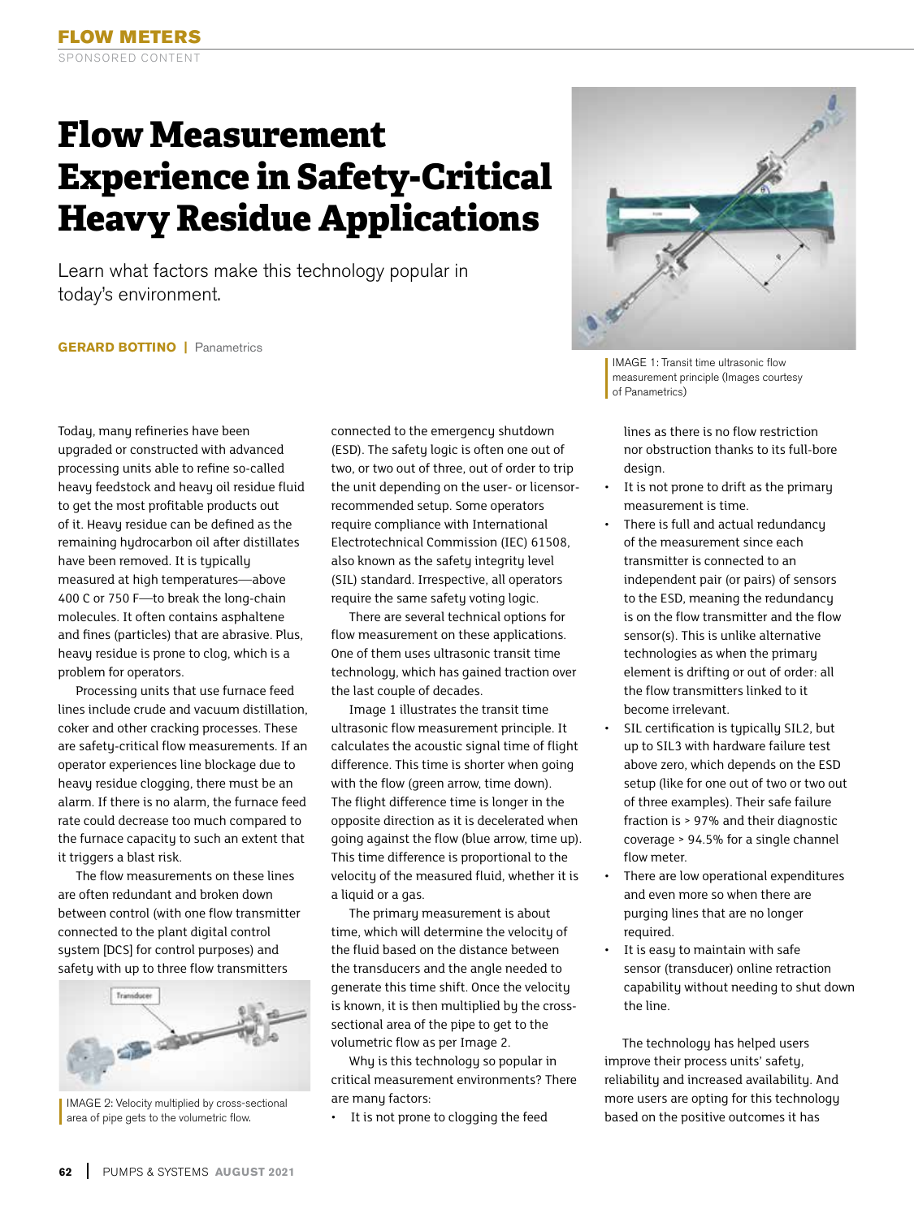# Flow Measurement Experience in Safety-Critical Heavy Residue Applications

Learn what factors make this technology popular in today's environment.

**GERARD BOTTINO** | Panametrics

IMAGE 1: Transit time ultrasonic flow measurement principle (Images courtesy of Panametrics)

Today, many refineries have been upgraded or constructed with advanced processing units able to refine so-called heavy feedstock and heavy oil residue fluid to get the most profitable products out of it. Heavy residue can be defined as the remaining hydrocarbon oil after distillates have been removed. It is typically measured at high temperatures—above 400 C or 750 F—to break the long-chain molecules. It often contains asphaltene and fines (particles) that are abrasive. Plus, heavy residue is prone to clog, which is a problem for operators.

Processing units that use furnace feed lines include crude and vacuum distillation, coker and other cracking processes. These are safety-critical flow measurements. If an operator experiences line blockage due to heavy residue clogging, there must be an alarm. If there is no alarm, the furnace feed rate could decrease too much compared to the furnace capacity to such an extent that it triggers a blast risk.

The flow measurements on these lines are often redundant and broken down between control (with one flow transmitter connected to the plant digital control system [DCS] for control purposes) and safety with up to three flow transmitters connected to the emergency shutdown (ESD). The safety logic is often one out of two, or two out of three, out of order to trip the unit depending on the user- or licensor-recommended setup. Some operators require compliance with International Electrotechnical Commission (IEC) 61508, also known as the safety integrity level (SIL) standard. Irrespective, all operators require the same safety voting logic.

IMAGE 2: Velocity multiplied by cross-sectional area of pipe gets to the volumetric flow.

There are several technical options for flow measurement on these applications. One of them uses ultrasonic transit time technology, which has gained traction over the last couple of decades.

Image 1 illustrates the transit time ultrasonic flow measurement principle. It calculates the acoustic signal time of flight difference. This time is shorter when going with the flow (green arrow, time down). The flight difference time is longer in the opposite direction as it is decelerated when going against the flow (blue arrow, time up). This time difference is proportional to the velocity of the measured fluid, whether it is a liquid or a gas.

The primary measurement is about time, which will determine the velocity of the fluid based on the distance between the transducers and the angle needed to generate this time shift. Once the velocity is known, it is then multiplied by the cross-sectional area of the pipe to get to the volumetric flow as per Image 2.

Why is this technology so popular in critical measurement environments? There are many factors:

- It is not prone to clogging the feed lines as there is no flow restriction nor obstruction thanks to its full-bore design.
- It is not prone to drift as the primary measurement is time.
- There is full and actual redundancy of the measurement since each transmitter is connected to an independent pair (or pairs) of sensors to the ESD, meaning the redundancy is on the flow transmitter and the flow sensor(s). This is unlike alternative technologies as when the primary element is drifting or out of order: all the flow transmitters linked to it become irrelevant.
- SIL certification is typically SIL2, but up to SIL3 with hardware failure test above zero, which depends on the ESD setup (like for one out of two or two out of three examples). Their safe failure fraction is > 97% and their diagnostic coverage > 94.5% for a single channel flow meter.
- There are low operational expenditures and even more so when there are purging lines that are no longer required.
- It is easy to maintain with safe sensor (transducer) online retraction capability without needing to shut down the line.

The technology has helped users improve their process units' safety, reliability and increased availability. And more users are opting for this technology based on the positive outcomes it has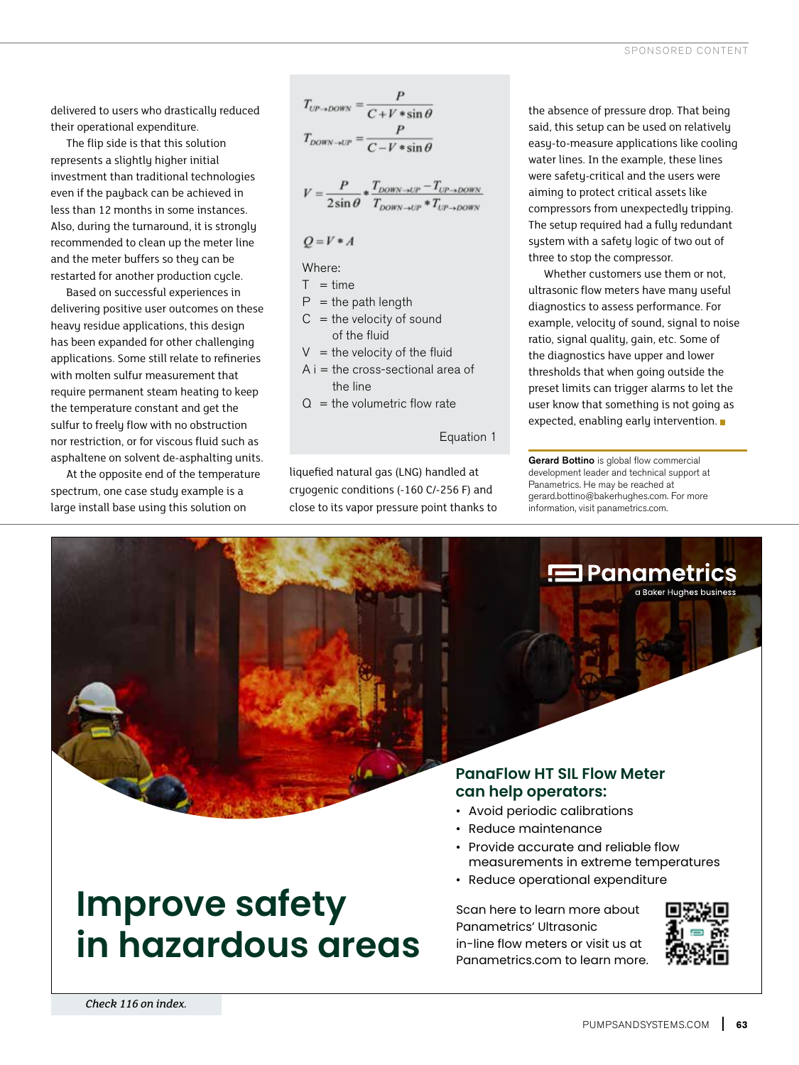delivered to users who drastically reduced their operational expenditure.

The flip side is that this solution represents a slightly higher initial investment than traditional technologies even if the payback can be achieved in less than 12 months in some instances. Also, during the turnaround, it is strongly recommended to clean up the meter line and the meter buffers so they can be restarted for another production cycle.

Based on successful experiences in delivering positive user outcomes on these heavy residue applications, this design has been expanded for other challenging applications. Some still relate to refineries with molten sulfur measurement that require permanent steam heating to keep the temperature constant and get the sulfur to freely flow with no obstruction nor restriction, or for viscous fluid such as asphaltene on solvent de-asphalting units.

At the opposite end of the temperature spectrum, one case study example is a large install base using this solution on liquefied natural gas (LNG) handled at cryogenic conditions (-160 C/-256 F) and close to its vapor pressure point thanks to the absence of pressure drop. That being said, this setup can be used on relatively easy-to-measure applications like cooling water lines. In the example, these lines were safety-critical and the users were aiming to protect critical assets like compressors from unexpectedly tripping. The setup required had a fully redundant system with a safety logic of two out of three to stop the compressor.

Whether customers use them or not, ultrasonic flow meters have many useful diagnostics to assess performance. For example, velocity of sound, signal to noise ratio, signal quality, gain, etc. Some of the diagnostics have upper and lower thresholds that when going outside the preset limits can trigger alarms to let the user know that something is not going as expected, enabling early intervention.

$$T_{UP \to DOWN} = \frac{P}{C + V * \sin\theta}$$

$$T_{DOWN \to UP} = \frac{P}{C - V * \sin\theta}$$

$$V = \frac{P}{2\sin\theta} * \frac{T_{DOWN \to UP} - T_{UP \to DOWN}}{T_{DOWN \to UP} * T_{UP \to DOWN}}$$

$$Q = V * A$$

Where:

- T = time
- P = the path length
- C = the velocity of sound of the fluid
- V = the velocity of the fluid
- A i = the cross-sectional area of the line
- Q = the volumetric flow rate

Equation 1

**Gerard Bottino** is global flow commercial development leader and technical support at Panametrics. He may be reached at gerard.bottino@bakerhughes.com. For more information, visit panametrics.com.

Panametrics
a Baker Hughes business

**PanaFlow HT SIL Flow Meter can help operators:**

- Avoid periodic calibrations
- Reduce maintenance
- Provide accurate and reliable flow measurements in extreme temperatures
- Reduce operational expenditure

# Improve safety in hazardous areas

Scan here to learn more about Panametrics' Ultrasonic in-line flow meters or visit us at Panametrics.com to learn more.

*Check 116 on index.*